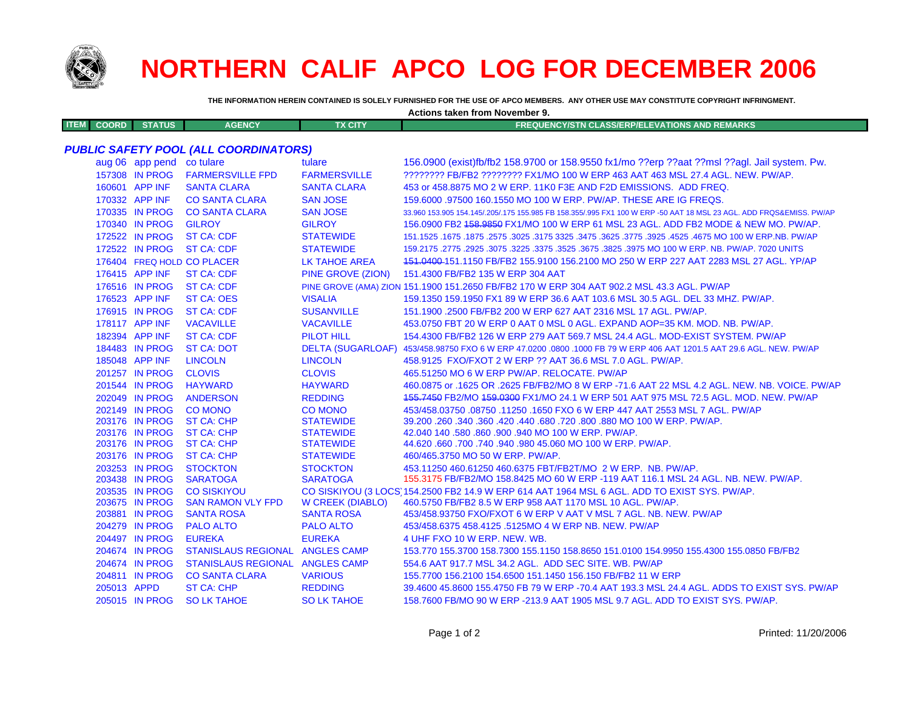# NORTHERN CALIF APCO LOG FOR DECEMBER 2006

**THE INFORMATION HEREIN CONTAINED IS SOLELY FURNISHED FOR THE USE OF APCO MEMBERS. ANY OTHER USE MAY CONSTITUTE COPYRIGHT INFRINGMENT.**

**Actions taken from November 9.**

### *PUBLIC SAFETY POOL (ALL COORDINATORS)*

| ITEM | COORD | STATUS | AGENCY | TX CITY | FREQUENCY/STN CLASS/ERP/ELEVATIONS AND REMARKS |
|---|---|---|---|---|---|
| | aug 06 | app pend | co tulare | tulare | 156.0900 (exist)fb/fb2 158.9700 or 158.9550 fx1/mo ??erp ??aat ??msl ??agl. Jail system. Pw. |
| | 157308 | IN PROG | FARMERSVILLE FPD | FARMERSVILLE | ???????? FB/FB2 ???????? FX1/MO 100 W ERP 463 AAT 463 MSL 27.4 AGL. NEW. PW/AP. |
| | 160601 | APP INF | SANTA CLARA | SANTA CLARA | 453 or 458.8875 MO 2 W ERP. 11K0 F3E AND F2D EMISSIONS. ADD FREQ. |
| | 170332 | APP INF | CO SANTA CLARA | SAN JOSE | 159.6000 .97500 160.1550 MO 100 W ERP. PW/AP. THESE ARE IG FREQS. |
| | 170335 | IN PROG | CO SANTA CLARA | SAN JOSE | 33.960 153.905 154.145/.205/.175 155.985 FB 158.355/.995 FX1 100 W ERP -50 AAT 18 MSL 23 AGL. ADD FRQS&EMISS. PW/AP |
| | 170340 | IN PROG | GILROY | GILROY | 156.0900 FB2 ~~158.9850~~ FX1/MO 100 W ERP 61 MSL 23 AGL. ADD FB2 MODE & NEW MO. PW/AP. |
| | 172522 | IN PROG | ST CA: CDF | STATEWIDE | 151.1525 .1675 .1875 .2575 .3025 .3175 3325 .3475 .3625 .3775 .3925 .4525 .4675 MO 100 W ERP.NB. PW/AP |
| | 172522 | IN PROG | ST CA: CDF | STATEWIDE | 159.2175 .2775 .2925 .3075 .3225 .3375 .3525 .3675 .3825 .3975 MO 100 W ERP. NB. PW/AP. 7020 UNITS |
| | 176404 | FREQ HOLD | CO PLACER | LK TAHOE AREA | ~~151.0400~~ 151.1150 FB/FB2 155.9100 156.2100 MO 250 W ERP 227 AAT 2283 MSL 27 AGL. YP/AP |
| | 176415 | APP INF | ST CA: CDF | PINE GROVE (ZION) | 151.4300 FB/FB2 135 W ERP 304 AAT |
| | 176516 | IN PROG | ST CA: CDF | PINE GROVE (AMA) ZION | 151.1900 151.2650 FB/FB2 170 W ERP 304 AAT 902.2 MSL 43.3 AGL. PW/AP |
| | 176523 | APP INF | ST CA: OES | VISALIA | 159.1350 159.1950 FX1 89 W ERP 36.6 AAT 103.6 MSL 30.5 AGL. DEL 33 MHZ. PW/AP. |
| | 176915 | IN PROG | ST CA: CDF | SUSANVILLE | 151.1900 .2500 FB/FB2 200 W ERP 627 AAT 2316 MSL 17 AGL. PW/AP. |
| | 178117 | APP INF | VACAVILLE | VACAVILLE | 453.0750 FBT 20 W ERP 0 AAT 0 MSL 0 AGL. EXPAND AOP=35 KM. MOD. NB. PW/AP. |
| | 182394 | APP INF | ST CA: CDF | PILOT HILL | 154.4300 FB/FB2 126 W ERP 279 AAT 569.7 MSL 24.4 AGL. MOD-EXIST SYSTEM. PW/AP |
| | 184483 | IN PROG | ST CA: DOT | DELTA (SUGARLOAF) | 453/458.98750 FXO 6 W ERP 47.0200 .0800 .1000 FB 79 W ERP 406 AAT 1201.5 AAT 29.6 AGL. NEW. PW/AP |
| | 185048 | APP INF | LINCOLN | LINCOLN | 458.9125 FXO/FXOT 2 W ERP ?? AAT 36.6 MSL 7.0 AGL. PW/AP. |
| | 201257 | IN PROG | CLOVIS | CLOVIS | 465.51250 MO 6 W ERP PW/AP. RELOCATE. PW/AP |
| | 201544 | IN PROG | HAYWARD | HAYWARD | 460.0875 or .1625 OR .2625 FB/FB2/MO 8 W ERP -71.6 AAT 22 MSL 4.2 AGL. NEW. NB. VOICE. PW/AP |
| | 202049 | IN PROG | ANDERSON | REDDING | ~~155.7450~~ FB2/MO ~~159.0300~~ FX1/MO 24.1 W ERP 501 AAT 975 MSL 72.5 AGL. MOD. NEW. PW/AP |
| | 202149 | IN PROG | CO MONO | CO MONO | 453/458.03750 .08750 .11250 .1650 FXO 6 W ERP 447 AAT 2553 MSL 7 AGL. PW/AP |
| | 203176 | IN PROG | ST CA: CHP | STATEWIDE | 39.200 .260 .340 .360 .420 .440 .680 .720 .800 .880 MO 100 W ERP. PW/AP. |
| | 203176 | IN PROG | ST CA: CHP | STATEWIDE | 42.040 140 .580 .860 .900 .940 MO 100 W ERP. PW/AP. |
| | 203176 | IN PROG | ST CA: CHP | STATEWIDE | 44.620 .660 .700 .740 .940 .980 45.060 MO 100 W ERP. PW/AP. |
| | 203176 | IN PROG | ST CA: CHP | STATEWIDE | 460/465.3750 MO 50 W ERP. PW/AP. |
| | 203253 | IN PROG | STOCKTON | STOCKTON | 453.11250 460.61250 460.6375 FBT/FB2T/MO 2 W ERP. NB. PW/AP. |
| | 203438 | IN PROG | SARATOGA | SARATOGA | 155.3175 FB/FB2/MO 158.8425 MO 60 W ERP -119 AAT 116.1 MSL 24 AGL. NB. NEW. PW/AP. |
| | 203535 | IN PROG | CO SISKIYOU | CO SISKIYOU (3 LOCS) | 154.2500 FB2 14.9 W ERP 614 AAT 1964 MSL 6 AGL. ADD TO EXIST SYS. PW/AP. |
| | 203675 | IN PROG | SAN RAMON VLY FPD | W CREEK (DIABLO) | 460.5750 FB/FB2 8.5 W ERP 958 AAT 1170 MSL 10 AGL. PW/AP. |
| | 203881 | IN PROG | SANTA ROSA | SANTA ROSA | 453/458.93750 FXO/FXOT 6 W ERP V AAT V MSL 7 AGL. NB. NEW. PW/AP |
| | 204279 | IN PROG | PALO ALTO | PALO ALTO | 453/458.6375 458.4125 .5125MO 4 W ERP NB. NEW. PW/AP |
| | 204497 | IN PROG | EUREKA | EUREKA | 4 UHF FXO 10 W ERP. NEW. WB. |
| | 204674 | IN PROG | STANISLAUS REGIONAL | ANGLES CAMP | 153.770 155.3700 158.7300 155.1150 158.8650 151.0100 154.9950 155.4300 155.0850 FB/FB2 |
| | 204674 | IN PROG | STANISLAUS REGIONAL | ANGLES CAMP | 554.6 AAT 917.7 MSL 34.2 AGL. ADD SEC SITE. WB. PW/AP |
| | 204811 | IN PROG | CO SANTA CLARA | VARIOUS | 155.7700 156.2100 154.6500 151.1450 156.150 FB/FB2 11 W ERP |
| | 205013 | APPD | ST CA: CHP | REDDING | 39.4600 45.8600 155.4750 FB 79 W ERP -70.4 AAT 193.3 MSL 24.4 AGL. ADDS TO EXIST SYS. PW/AP |
| | 205015 | IN PROG | SO LK TAHOE | SO LK TAHOE | 158.7600 FB/MO 90 W ERP -213.9 AAT 1905 MSL 9.7 AGL. ADD TO EXIST SYS. PW/AP. |

Printed: 11/20/2006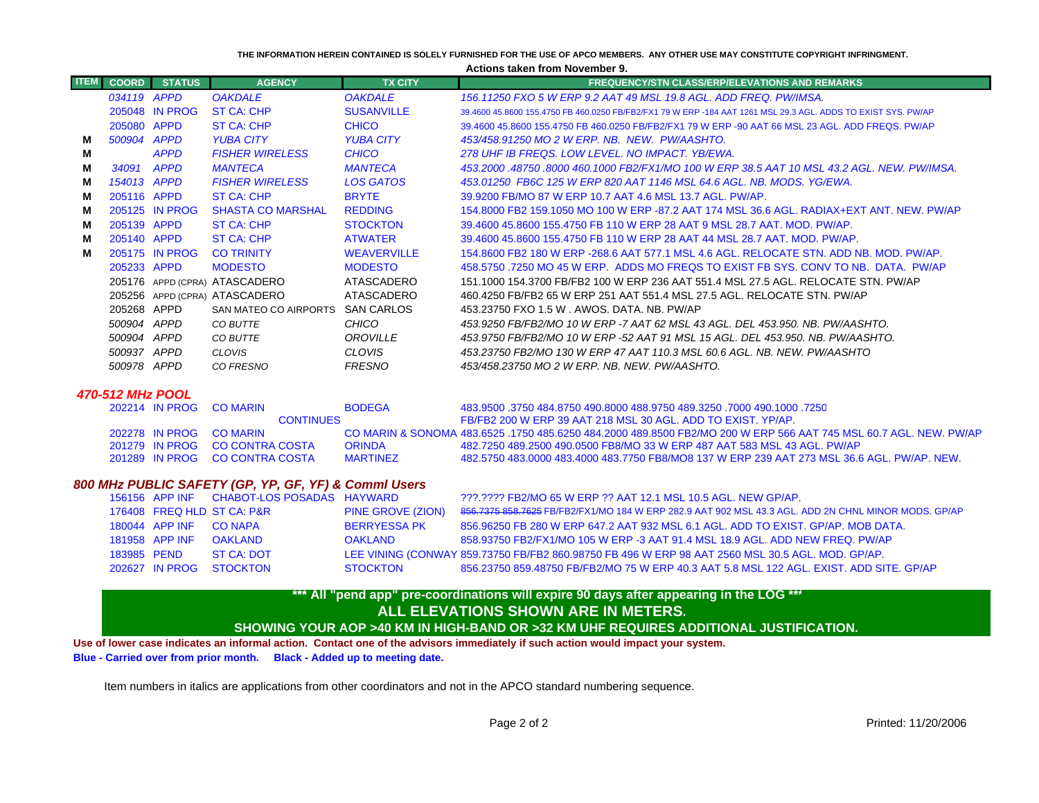THE INFORMATION HEREIN CONTAINED IS SOLELY FURNISHED FOR THE USE OF APCO MEMBERS. ANY OTHER USE MAY CONSTITUTE COPYRIGHT INFRINGMENT.

**Actions taken from November 9.**

| ITEM | COORD | STATUS | AGENCY | TX CITY | FREQUENCY/STN CLASS/ERP/ELEVATIONS AND REMARKS |
|---|---|---|---|---|---|
| | *034119* | *APPD* | *OAKDALE* | *OAKDALE* | *156.11250 FXO 5 W ERP 9.2 AAT 49 MSL 19.8 AGL. ADD FREQ. PW/IMSA.* |
| | 205048 | IN PROG | ST CA: CHP | SUSANVILLE | 39.4600 45.8600 155.4750 FB 460.0250 FB/FB2/FX1 79 W ERP -184 AAT 1261 MSL 29.3 AGL. ADDS TO EXIST SYS. PW/AP |
| | 205080 | APPD | ST CA: CHP | CHICO | 39.4600 45.8600 155.4750 FB 460.0250 FB/FB2/FX1 79 W ERP -90 AAT 66 MSL 23 AGL. ADD FREQS. PW/AP |
| M | *500904* | *APPD* | *YUBA CITY* | *YUBA CITY* | *453/458.91250 MO 2 W ERP. NB. NEW. PW/AASHTO.* |
| M | | *APPD* | *FISHER WIRELESS* | *CHICO* | *278 UHF IB FREQS. LOW LEVEL. NO IMPACT. YB/EWA.* |
| M | *34091* | *APPD* | *MANTECA* | *MANTECA* | *453.2000 .48750 .8000 460.1000 FB2/FX1/MO 100 W ERP 38.5 AAT 10 MSL 43.2 AGL. NEW. PW/IMSA.* |
| M | *154013* | *APPD* | *FISHER WIRELESS* | *LOS GATOS* | *453.01250 FB6C 125 W ERP 820 AAT 1146 MSL 64.6 AGL. NB. MODS. YG/EWA.* |
| M | 205116 | APPD | ST CA: CHP | BRYTE | 39.9200 FB/MO 87 W ERP 10.7 AAT 4.6 MSL 13.7 AGL. PW/AP. |
| M | 205125 | IN PROG | SHASTA CO MARSHAL | REDDING | 154.8000 FB2 159.1050 MO 100 W ERP -87.2 AAT 174 MSL 36.6 AGL. RADIAX+EXT ANT. NEW. PW/AP |
| M | 205139 | APPD | ST CA: CHP | STOCKTON | 39.4600 45.8600 155.4750 FB 110 W ERP 28 AAT 9 MSL 28.7 AAT. MOD. PW/AP. |
| M | 205140 | APPD | ST CA: CHP | ATWATER | 39.4600 45.8600 155.4750 FB 110 W ERP 28 AAT 44 MSL 28.7 AAT. MOD. PW/AP. |
| M | 205175 | IN PROG | CO TRINITY | WEAVERVILLE | 154.8600 FB2 180 W ERP -268.6 AAT 577.1 MSL 4.6 AGL. RELOCATE STN. ADD NB. MOD. PW/AP. |
| | 205233 | APPD | MODESTO | MODESTO | 458.5750 .7250 MO 45 W ERP. ADDS MO FREQS TO EXIST FB SYS. CONV TO NB. DATA. PW/AP |
| | 205176 | APPD (CPRA) | ATASCADERO | ATASCADERO | 151.1000 154.3700 FB/FB2 100 W ERP 236 AAT 551.4 MSL 27.5 AGL. RELOCATE STN. PW/AP |
| | 205256 | APPD (CPRA) | ATASCADERO | ATASCADERO | 460.4250 FB/FB2 65 W ERP 251 AAT 551.4 MSL 27.5 AGL. RELOCATE STN. PW/AP |
| | 205268 | APPD | SAN MATEO CO AIRPORTS | SAN CARLOS | 453.23750 FXO 1.5 W . AWOS. DATA. NB. PW/AP |
| | *500904* | *APPD* | *CO BUTTE* | *CHICO* | *453.9250 FB/FB2/MO 10 W ERP -7 AAT 62 MSL 43 AGL. DEL 453.950. NB. PW/AASHTO.* |
| | *500904* | *APPD* | *CO BUTTE* | *OROVILLE* | *453.9750 FB/FB2/MO 10 W ERP -52 AAT 91 MSL 15 AGL. DEL 453.950. NB. PW/AASHTO.* |
| | *500937* | *APPD* | *CLOVIS* | *CLOVIS* | *453.23750 FB2/MO 130 W ERP 47 AAT 110.3 MSL 60.6 AGL. NB. NEW. PW/AASHTO* |
| | *500978* | *APPD* | *CO FRESNO* | *FRESNO* | *453/458.23750 MO 2 W ERP. NB. NEW. PW/AASHTO.* |

### *470-512 MHz POOL*

| ITEM | COORD | STATUS | AGENCY | TX CITY | FREQUENCY/STN CLASS/ERP/ELEVATIONS AND REMARKS |
|---|---|---|---|---|---|
| | 202214 | IN PROG | CO MARIN | BODEGA | 483.9500 .3750 484.8750 490.8000 488.9750 489.3250 .7000 490.1000 .7250 |
| | | | CONTINUES | | FB/FB2 200 W ERP 39 AAT 218 MSL 30 AGL. ADD TO EXIST. YP/AP. |
| | 202278 | IN PROG | CO MARIN | CO MARIN & SONOMA | 483.6525 .1750 485.6250 484.2000 489.8500 FB2/MO 200 W ERP 566 AAT 745 MSL 60.7 AGL. NEW. PW/AP |
| | 201279 | IN PROG | CO CONTRA COSTA | ORINDA | 482.7250 489.2500 490.0500 FB8/MO 33 W ERP 487 AAT 583 MSL 43 AGL. PW/AP |
| | 201289 | IN PROG | CO CONTRA COSTA | MARTINEZ | 482.5750 483.0000 483.4000 483.7750 FB8/MO8 137 W ERP 239 AAT 273 MSL 36.6 AGL. PW/AP. NEW. |

### *800 MHz PUBLIC SAFETY (GP, YP, GF, YF) & Comml Users*

| ITEM | COORD | STATUS | AGENCY | TX CITY | FREQUENCY/STN CLASS/ERP/ELEVATIONS AND REMARKS |
|---|---|---|---|---|---|
| | 156156 | APP INF | CHABOT-LOS POSADAS | HAYWARD | ???.???? FB2/MO 65 W ERP ?? AAT 12.1 MSL 10.5 AGL. NEW GP/AP. |
| | 176408 | FREQ HLD | ST CA: P&R | PINE GROVE (ZION) | ~~856.7375 858.7625~~ FB/FB2/FX1/MO 184 W ERP 282.9 AAT 902 MSL 43.3 AGL. ADD 2N CHNL MINOR MODS. GP/AP |
| | 180044 | APP INF | CO NAPA | BERRYESSA PK | 856.96250 FB 280 W ERP 647.2 AAT 932 MSL 6.1 AGL. ADD TO EXIST. GP/AP. MOB DATA. |
| | 181958 | APP INF | OAKLAND | OAKLAND | 858.93750 FB2/FX1/MO 105 W ERP -3 AAT 91.4 MSL 18.9 AGL. ADD NEW FREQ. PW/AP |
| | 183985 | PEND | ST CA: DOT | LEE VINING (CONWAY | 859.73750 FB/FB2 860.98750 FB 496 W ERP 98 AAT 2560 MSL 30.5 AGL. MOD. GP/AP. |
| | 202627 | IN PROG | STOCKTON | STOCKTON | 856.23750 859.48750 FB/FB2/MO 75 W ERP 40.3 AAT 5.8 MSL 122 AGL. EXIST. ADD SITE. GP/AP |

**\*\*\* All "pend app" pre-coordinations will expire 90 days after appearing in the LOG \*\*\***

**ALL ELEVATIONS SHOWN ARE IN METERS.**

**SHOWING YOUR AOP >40 KM IN HIGH-BAND OR >32 KM UHF REQUIRES ADDITIONAL JUSTIFICATION.**

**Use of lower case indicates an informal action. Contact one of the advisors immediately if such action would impact your system.**

**Blue - Carried over from prior month. Black - Added up to meeting date.**

Item numbers in italics are applications from other coordinators and not in the APCO standard numbering sequence.

Printed: 11/20/2006